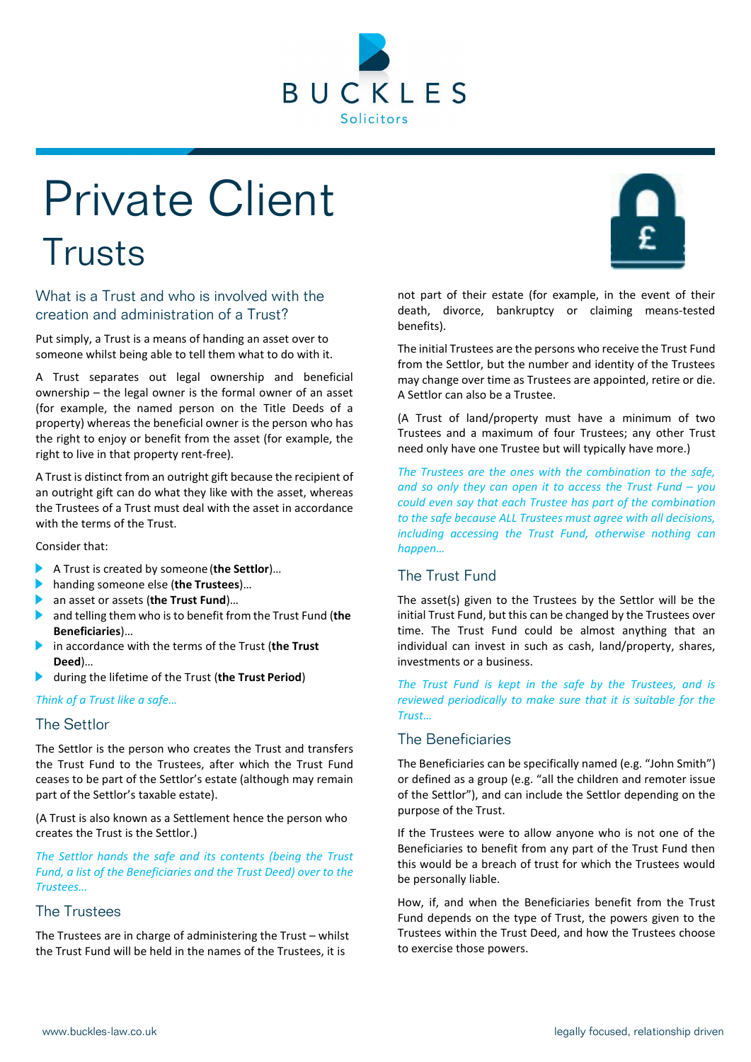BUCKLES
Solicitors

# Private Client

# Trusts

## What is a Trust and who is involved with the creation and administration of a Trust?

Put simply, a Trust is a means of handing an asset over to someone whilst being able to tell them what to do with it.

A Trust separates out legal ownership and beneficial ownership – the legal owner is the formal owner of an asset (for example, the named person on the Title Deeds of a property) whereas the beneficial owner is the person who has the right to enjoy or benefit from the asset (for example, the right to live in that property rent-free).

A Trust is distinct from an outright gift because the recipient of an outright gift can do what they like with the asset, whereas the Trustees of a Trust must deal with the asset in accordance with the terms of the Trust.

Consider that:

- A Trust is created by someone (**the Settlor**)…
- handing someone else (**the Trustees**)…
- an asset or assets (**the Trust Fund**)…
- and telling them who is to benefit from the Trust Fund (**the Beneficiaries**)…
- in accordance with the terms of the Trust (**the Trust Deed**)…
- during the lifetime of the Trust (**the Trust Period**)

*Think of a Trust like a safe…*

## The Settlor

The Settlor is the person who creates the Trust and transfers the Trust Fund to the Trustees, after which the Trust Fund ceases to be part of the Settlor's estate (although may remain part of the Settlor's taxable estate).

(A Trust is also known as a Settlement hence the person who creates the Trust is the Settlor.)

*The Settlor hands the safe and its contents (being the Trust Fund, a list of the Beneficiaries and the Trust Deed) over to the Trustees…*

## The Trustees

The Trustees are in charge of administering the Trust – whilst the Trust Fund will be held in the names of the Trustees, it is not part of their estate (for example, in the event of their death, divorce, bankruptcy or claiming means-tested benefits).

The initial Trustees are the persons who receive the Trust Fund from the Settlor, but the number and identity of the Trustees may change over time as Trustees are appointed, retire or die. A Settlor can also be a Trustee.

(A Trust of land/property must have a minimum of two Trustees and a maximum of four Trustees; any other Trust need only have one Trustee but will typically have more.)

*The Trustees are the ones with the combination to the safe, and so only they can open it to access the Trust Fund – you could even say that each Trustee has part of the combination to the safe because ALL Trustees must agree with all decisions, including accessing the Trust Fund, otherwise nothing can happen…*

## The Trust Fund

The asset(s) given to the Trustees by the Settlor will be the initial Trust Fund, but this can be changed by the Trustees over time. The Trust Fund could be almost anything that an individual can invest in such as cash, land/property, shares, investments or a business.

*The Trust Fund is kept in the safe by the Trustees, and is reviewed periodically to make sure that it is suitable for the Trust…*

## The Beneficiaries

The Beneficiaries can be specifically named (e.g. "John Smith") or defined as a group (e.g. "all the children and remoter issue of the Settlor"), and can include the Settlor depending on the purpose of the Trust.

If the Trustees were to allow anyone who is not one of the Beneficiaries to benefit from any part of the Trust Fund then this would be a breach of trust for which the Trustees would be personally liable.

How, if, and when the Beneficiaries benefit from the Trust Fund depends on the type of Trust, the powers given to the Trustees within the Trust Deed, and how the Trustees choose to exercise those powers.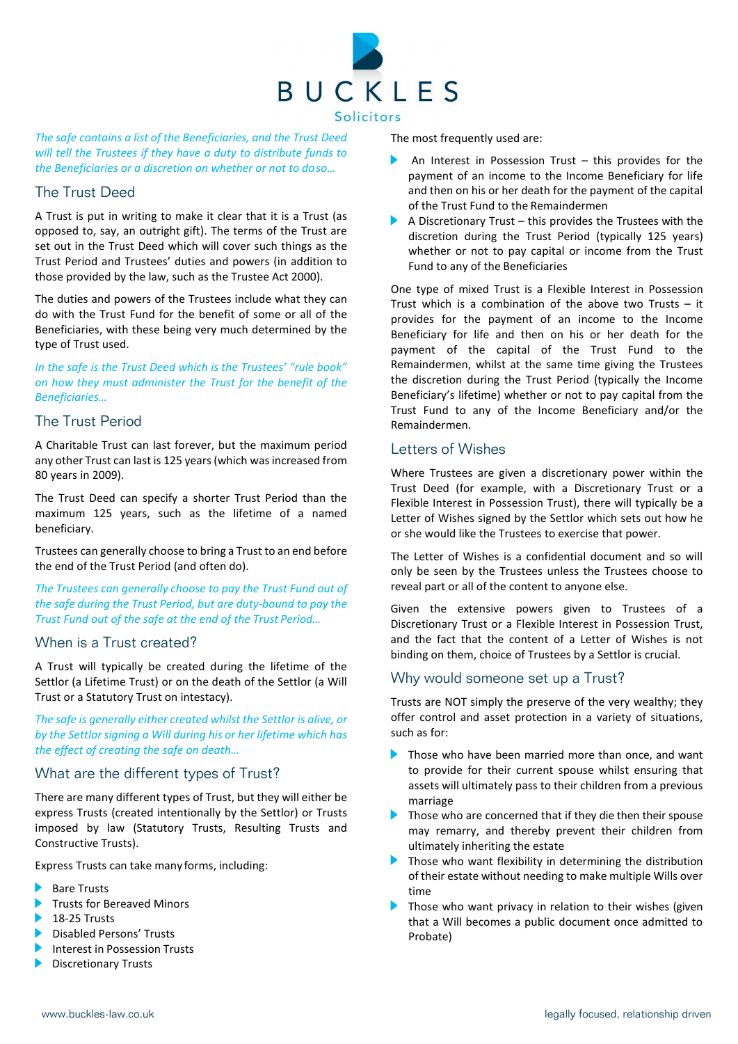*The safe contains a list of the Beneficiaries, and the Trust Deed will tell the Trustees if they have a duty to distribute funds to the Beneficiaries or a discretion on whether or not to do so…*

## The Trust Deed

A Trust is put in writing to make it clear that it is a Trust (as opposed to, say, an outright gift). The terms of the Trust are set out in the Trust Deed which will cover such things as the Trust Period and Trustees' duties and powers (in addition to those provided by the law, such as the Trustee Act 2000).

The duties and powers of the Trustees include what they can do with the Trust Fund for the benefit of some or all of the Beneficiaries, with these being very much determined by the type of Trust used.

*In the safe is the Trust Deed which is the Trustees' "rule book" on how they must administer the Trust for the benefit of the Beneficiaries…*

## The Trust Period

A Charitable Trust can last forever, but the maximum period any other Trust can last is 125 years (which was increased from 80 years in 2009).

The Trust Deed can specify a shorter Trust Period than the maximum 125 years, such as the lifetime of a named beneficiary.

Trustees can generally choose to bring a Trust to an end before the end of the Trust Period (and often do).

*The Trustees can generally choose to pay the Trust Fund out of the safe during the Trust Period, but are duty-bound to pay the Trust Fund out of the safe at the end of the Trust Period…*

## When is a Trust created?

A Trust will typically be created during the lifetime of the Settlor (a Lifetime Trust) or on the death of the Settlor (a Will Trust or a Statutory Trust on intestacy).

*The safe is generally either created whilst the Settlor is alive, or by the Settlor signing a Will during his or her lifetime which has the effect of creating the safe on death…*

## What are the different types of Trust?

There are many different types of Trust, but they will either be express Trusts (created intentionally by the Settlor) or Trusts imposed by law (Statutory Trusts, Resulting Trusts and Constructive Trusts).

Express Trusts can take many forms, including:

- Bare Trusts
- Trusts for Bereaved Minors
- 18-25 Trusts
- Disabled Persons' Trusts
- Interest in Possession Trusts
- Discretionary Trusts

The most frequently used are:

- An Interest in Possession Trust – this provides for the payment of an income to the Income Beneficiary for life and then on his or her death for the payment of the capital of the Trust Fund to the Remaindermen
- A Discretionary Trust – this provides the Trustees with the discretion during the Trust Period (typically 125 years) whether or not to pay capital or income from the Trust Fund to any of the Beneficiaries

One type of mixed Trust is a Flexible Interest in Possession Trust which is a combination of the above two Trusts – it provides for the payment of an income to the Income Beneficiary for life and then on his or her death for the payment of the capital of the Trust Fund to the Remaindermen, whilst at the same time giving the Trustees the discretion during the Trust Period (typically the Income Beneficiary's lifetime) whether or not to pay capital from the Trust Fund to any of the Income Beneficiary and/or the Remaindermen.

## Letters of Wishes

Where Trustees are given a discretionary power within the Trust Deed (for example, with a Discretionary Trust or a Flexible Interest in Possession Trust), there will typically be a Letter of Wishes signed by the Settlor which sets out how he or she would like the Trustees to exercise that power.

The Letter of Wishes is a confidential document and so will only be seen by the Trustees unless the Trustees choose to reveal part or all of the content to anyone else.

Given the extensive powers given to Trustees of a Discretionary Trust or a Flexible Interest in Possession Trust, and the fact that the content of a Letter of Wishes is not binding on them, choice of Trustees by a Settlor is crucial.

## Why would someone set up a Trust?

Trusts are NOT simply the preserve of the very wealthy; they offer control and asset protection in a variety of situations, such as for:

- Those who have been married more than once, and want to provide for their current spouse whilst ensuring that assets will ultimately pass to their children from a previous marriage
- Those who are concerned that if they die then their spouse may remarry, and thereby prevent their children from ultimately inheriting the estate
- Those who want flexibility in determining the distribution of their estate without needing to make multiple Wills over time
- Those who want privacy in relation to their wishes (given that a Will becomes a public document once admitted to Probate)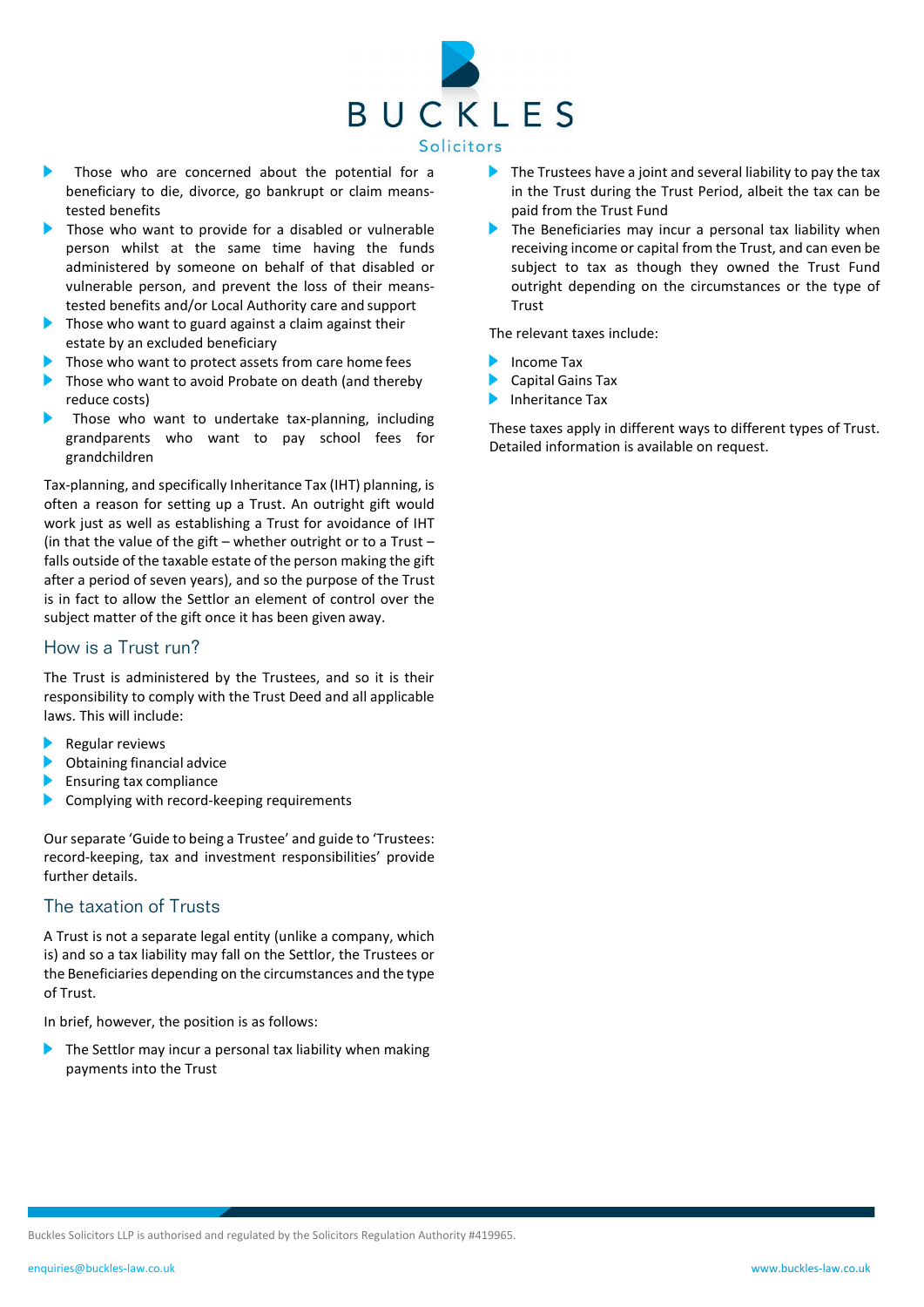- Those who are concerned about the potential for a beneficiary to die, divorce, go bankrupt or claim means-tested benefits
- Those who want to provide for a disabled or vulnerable person whilst at the same time having the funds administered by someone on behalf of that disabled or vulnerable person, and prevent the loss of their means-tested benefits and/or Local Authority care and support
- Those who want to guard against a claim against their estate by an excluded beneficiary
- Those who want to protect assets from care home fees
- Those who want to avoid Probate on death (and thereby reduce costs)
- Those who want to undertake tax-planning, including grandparents who want to pay school fees for grandchildren

Tax-planning, and specifically Inheritance Tax (IHT) planning, is often a reason for setting up a Trust. An outright gift would work just as well as establishing a Trust for avoidance of IHT (in that the value of the gift – whether outright or to a Trust – falls outside of the taxable estate of the person making the gift after a period of seven years), and so the purpose of the Trust is in fact to allow the Settlor an element of control over the subject matter of the gift once it has been given away.

## How is a Trust run?

The Trust is administered by the Trustees, and so it is their responsibility to comply with the Trust Deed and all applicable laws. This will include:

- Regular reviews
- Obtaining financial advice
- Ensuring tax compliance
- Complying with record-keeping requirements

Our separate 'Guide to being a Trustee' and guide to 'Trustees: record-keeping, tax and investment responsibilities' provide further details.

## The taxation of Trusts

A Trust is not a separate legal entity (unlike a company, which is) and so a tax liability may fall on the Settlor, the Trustees or the Beneficiaries depending on the circumstances and the type of Trust.

In brief, however, the position is as follows:

- The Settlor may incur a personal tax liability when making payments into the Trust
- The Trustees have a joint and several liability to pay the tax in the Trust during the Trust Period, albeit the tax can be paid from the Trust Fund
- The Beneficiaries may incur a personal tax liability when receiving income or capital from the Trust, and can even be subject to tax as though they owned the Trust Fund outright depending on the circumstances or the type of Trust

The relevant taxes include:

- Income Tax
- Capital Gains Tax
- Inheritance Tax

These taxes apply in different ways to different types of Trust. Detailed information is available on request.